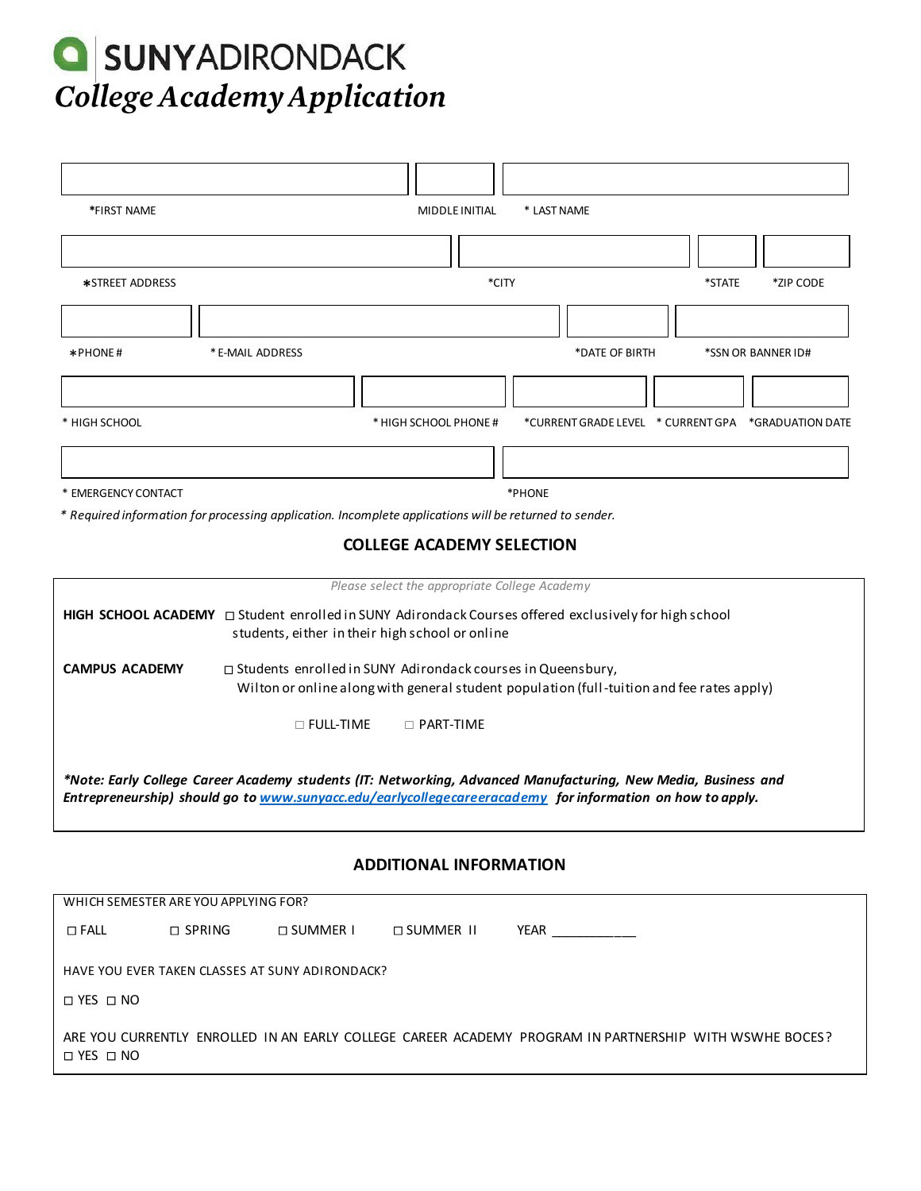# SUNY ADIRONDACK

## *College Academy Application*

| *FIRST NAME | MIDDLE INITIAL | * LAST NAME |
|---|---|---|
| | | |

| *STREET ADDRESS | *CITY | *STATE | *ZIP CODE |
|---|---|---|---|
| | | | |

| *PHONE # | * E-MAIL ADDRESS | *DATE OF BIRTH | *SSN OR BANNER ID# |
|---|---|---|---|
| | | | |

| * HIGH SCHOOL | * HIGH SCHOOL PHONE # | *CURRENT GRADE LEVEL | * CURRENT GPA | *GRADUATION DATE |
|---|---|---|---|---|
| | | | | |

| * EMERGENCY CONTACT | *PHONE |
|---|---|
| | |

*\* Required information for processing application. Incomplete applications will be returned to sender.*

### COLLEGE ACADEMY SELECTION

*Please select the appropriate College Academy*

**HIGH SCHOOL ACADEMY** ☐ Student enrolled in SUNY Adirondack Courses offered exclusively for high school students, either in their high school or online

**CAMPUS ACADEMY** ☐ Students enrolled in SUNY Adirondack courses in Queensbury, Wilton or online along with general student population (full-tuition and fee rates apply)

☐ FULL-TIME ☐ PART-TIME

***Note: Early College Career Academy students (IT: Networking, Advanced Manufacturing, New Media, Business and Entrepreneurship) should go to [www.sunyacc.edu/earlycollegecareeracademy](www.sunyacc.edu/earlycollegecareeracademy) for information on how to apply.***

### ADDITIONAL INFORMATION

WHICH SEMESTER ARE YOU APPLYING FOR?

☐ FALL ☐ SPRING ☐ SUMMER I ☐ SUMMER II YEAR ___________

HAVE YOU EVER TAKEN CLASSES AT SUNY ADIRONDACK?

☐ YES ☐ NO

ARE YOU CURRENTLY ENROLLED IN AN EARLY COLLEGE CAREER ACADEMY PROGRAM IN PARTNERSHIP WITH WSWHE BOCES?

☐ YES ☐ NO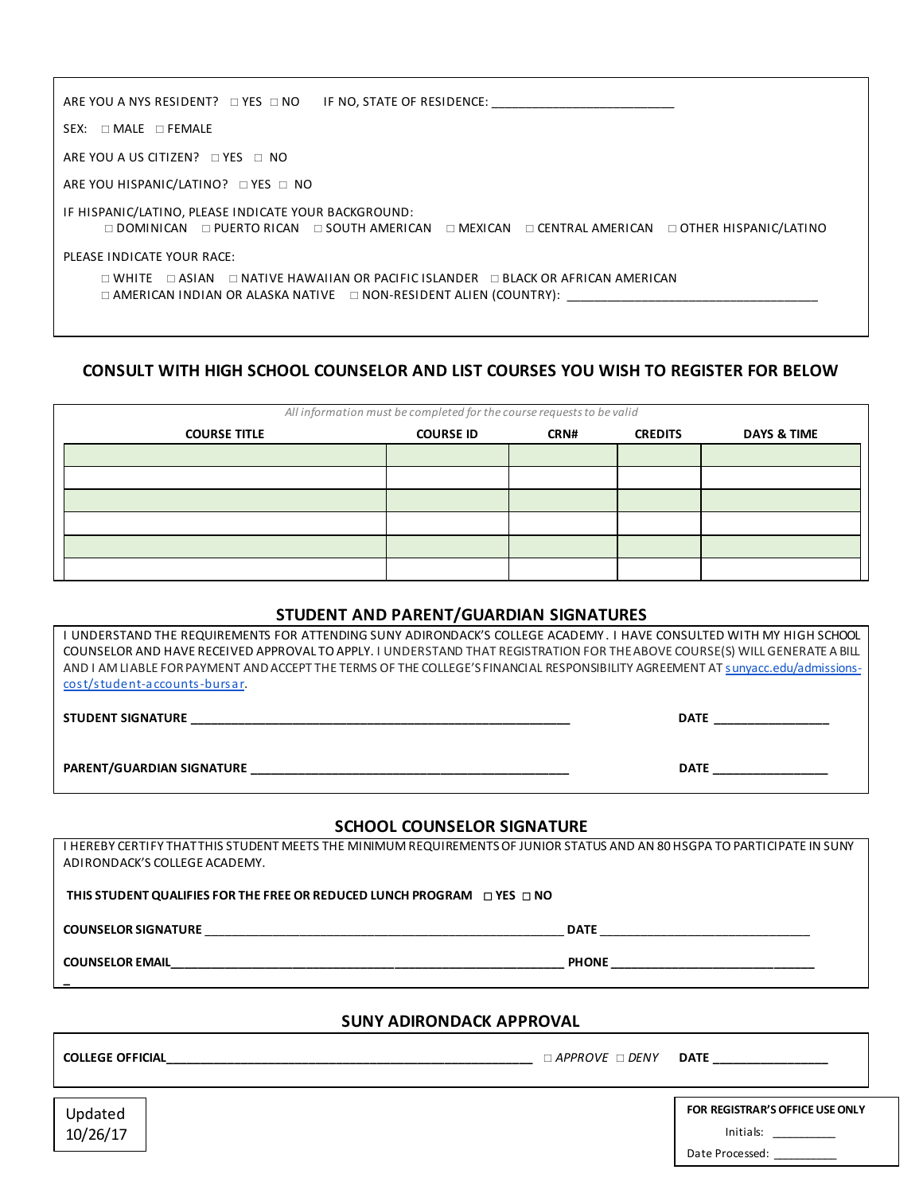ARE YOU A NYS RESIDENT? ☐ YES ☐ NO IF NO, STATE OF RESIDENCE: ___________________________

SEX: ☐ MALE ☐ FEMALE

ARE YOU A US CITIZEN? ☐ YES ☐ NO

ARE YOU HISPANIC/LATINO? ☐ YES ☐ NO

IF HISPANIC/LATINO, PLEASE INDICATE YOUR BACKGROUND:
☐ DOMINICAN ☐ PUERTO RICAN ☐ SOUTH AMERICAN ☐ MEXICAN ☐ CENTRAL AMERICAN ☐ OTHER HISPANIC/LATINO

PLEASE INDICATE YOUR RACE:

☐ WHITE ☐ ASIAN ☐ NATIVE HAWAIIAN OR PACIFIC ISLANDER ☐ BLACK OR AFRICAN AMERICAN
☐ AMERICAN INDIAN OR ALASKA NATIVE ☐ NON-RESIDENT ALIEN (COUNTRY): _____________________________________

## CONSULT WITH HIGH SCHOOL COUNSELOR AND LIST COURSES YOU WISH TO REGISTER FOR BELOW

*All information must be completed for the course requests to be valid*

| COURSE TITLE | COURSE ID | CRN# | CREDITS | DAYS & TIME |
|---|---|---|---|---|
| | | | | |
| | | | | |
| | | | | |
| | | | | |
| | | | | |
| | | | | |

## STUDENT AND PARENT/GUARDIAN SIGNATURES

I UNDERSTAND THE REQUIREMENTS FOR ATTENDING SUNY ADIRONDACK'S COLLEGE ACADEMY. I HAVE CONSULTED WITH MY HIGH SCHOOL COUNSELOR AND HAVE RECEIVED APPROVAL TO APPLY. I UNDERSTAND THAT REGISTRATION FOR THE ABOVE COURSE(S) WILL GENERATE A BILL AND I AM LIABLE FOR PAYMENT AND ACCEPT THE TERMS OF THE COLLEGE'S FINANCIAL RESPONSIBILITY AGREEMENT AT sunyacc.edu/admissions-cost/student-accounts-bursar.

**STUDENT SIGNATURE** ____________________________________________________________ **DATE** _________________

**PARENT/GUARDIAN SIGNATURE** ________________________________________________ **DATE** _________________

## SCHOOL COUNSELOR SIGNATURE

I HEREBY CERTIFY THAT THIS STUDENT MEETS THE MINIMUM REQUIREMENTS OF JUNIOR STATUS AND AN 80 HSGPA TO PARTICIPATE IN SUNY ADIRONDACK'S COLLEGE ACADEMY.

**THIS STUDENT QUALIFIES FOR THE FREE OR REDUCED LUNCH PROGRAM** ☐ **YES** ☐ **NO**

**COUNSELOR SIGNATURE** _________________________________________________________ **DATE** ________________________________

**COUNSELOR EMAIL**_____________________________________________________________ **PHONE** _______________________________

## SUNY ADIRONDACK APPROVAL

**COLLEGE OFFICIAL**_______________________________________________________ ☐ *APPROVE* ☐ *DENY* **DATE** _________________

Updated 10/26/17

**FOR REGISTRAR'S OFFICE USE ONLY**

Initials: __________

Date Processed: __________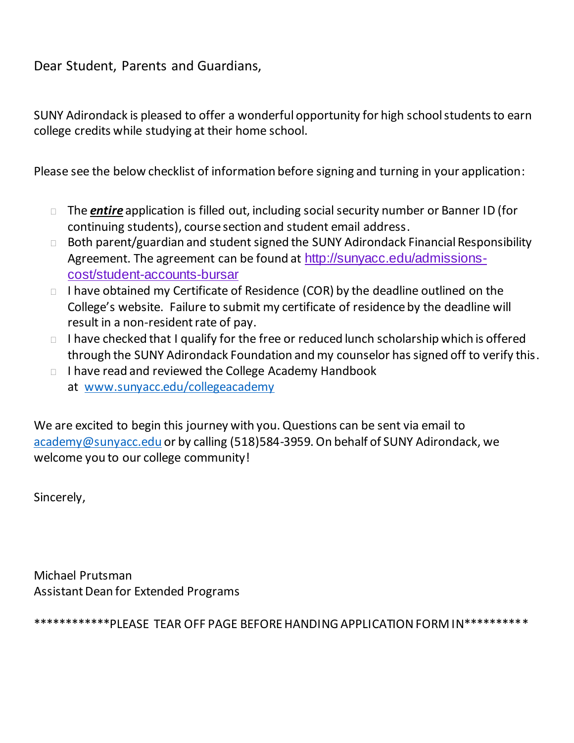Dear Student, Parents and Guardians,

SUNY Adirondack is pleased to offer a wonderful opportunity for high school students to earn college credits while studying at their home school.

Please see the below checklist of information before signing and turning in your application:

- The ***entire*** application is filled out, including social security number or Banner ID (for continuing students), course section and student email address.
- Both parent/guardian and student signed the SUNY Adirondack Financial Responsibility Agreement. The agreement can be found at http://sunyacc.edu/admissions-cost/student-accounts-bursar
- I have obtained my Certificate of Residence (COR) by the deadline outlined on the College's website. Failure to submit my certificate of residence by the deadline will result in a non-resident rate of pay.
- I have checked that I qualify for the free or reduced lunch scholarship which is offered through the SUNY Adirondack Foundation and my counselor has signed off to verify this.
- I have read and reviewed the College Academy Handbook at www.sunyacc.edu/collegeacademy

We are excited to begin this journey with you. Questions can be sent via email to academy@sunyacc.edu or by calling (518)584-3959. On behalf of SUNY Adirondack, we welcome you to our college community!

Sincerely,

Michael Prutsman
Assistant Dean for Extended Programs

************PLEASE TEAR OFF PAGE BEFORE HANDING APPLICATION FORM IN**********